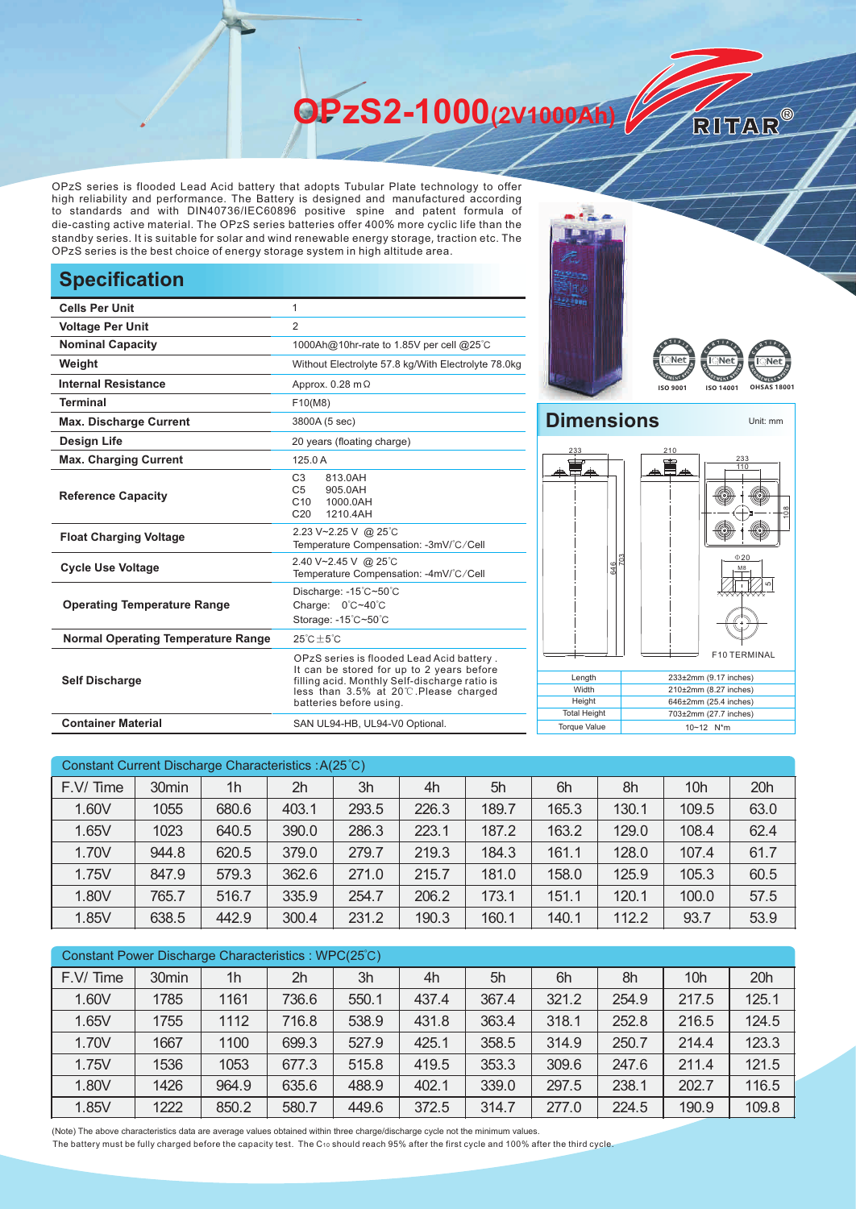# OPzS2-1000(2V1000Ah)

RITAR®

OPzS series is flooded Lead Acid battery that adopts Tubular Plate technology to offer high reliability and performance. The Battery is designed and manufactured according to standards and with DIN40736/IEC60896 positive spine and patent formula of die-casting active material. The OPzS series batteries offer 400% more cyclic life than the standby series. It is suitable for solar and wind renewable energy storage, traction etc. The OPzS series is the best choice of energy storage system in high altitude area.

## Specification

| | |
|---|---|
| **Cells Per Unit** | 1 |
| **Voltage Per Unit** | 2 |
| **Nominal Capacity** | 1000Ah@10hr-rate to 1.85V per cell @25℃ |
| **Weight** | Without Electrolyte 57.8 kg/With Electrolyte 78.0kg |
| **Internal Resistance** | Approx. 0.28 mΩ |
| **Terminal** | F10(M8) |
| **Max. Discharge Current** | 3800A (5 sec) |
| **Design Life** | 20 years (floating charge) |
| **Max. Charging Current** | 125.0 A |
| **Reference Capacity** | C3 813.0AH<br>C5 905.0AH<br>C10 1000.0AH<br>C20 1210.4AH |
| **Float Charging Voltage** | 2.23 V~2.25 V @ 25℃<br>Temperature Compensation: -3mV/℃/Cell |
| **Cycle Use Voltage** | 2.40 V~2.45 V @ 25℃<br>Temperature Compensation: -4mV/℃/Cell |
| **Operating Temperature Range** | Discharge: -15℃~50℃<br>Charge: 0℃~40℃<br>Storage: -15℃~50℃ |
| **Normal Operating Temperature Range** | 25℃±5℃ |
| **Self Discharge** | OPzS series is flooded Lead Acid battery. It can be stored for up to 2 years before filling acid. Monthly Self-discharge ratio is less than 3.5% at 20℃. Please charged batteries before using. |
| **Container Material** | SAN UL94-HB, UL94-V0 Optional. |

ISO 9001 ISO 14001 OHSAS 18001

## Dimensions

Unit: mm

233, 210, 233, 110, 108, 646, 703, Φ20, M8, 5

F10 TERMINAL

| | |
|---|---|
| Length | 233±2mm (9.17 inches) |
| Width | 210±2mm (8.27 inches) |
| Height | 646±2mm (25.4 inches) |
| Total Height | 703±2mm (27.7 inches) |
| Torque Value | 10~12 N*m |

**Constant Current Discharge Characteristics : A(25℃)**

| F.V/ Time | 30min | 1h | 2h | 3h | 4h | 5h | 6h | 8h | 10h | 20h |
|---|---|---|---|---|---|---|---|---|---|---|
| 1.60V | 1055 | 680.6 | 403.1 | 293.5 | 226.3 | 189.7 | 165.3 | 130.1 | 109.5 | 63.0 |
| 1.65V | 1023 | 640.5 | 390.0 | 286.3 | 223.1 | 187.2 | 163.2 | 129.0 | 108.4 | 62.4 |
| 1.70V | 944.8 | 620.5 | 379.0 | 279.7 | 219.3 | 184.3 | 161.1 | 128.0 | 107.4 | 61.7 |
| 1.75V | 847.9 | 579.3 | 362.6 | 271.0 | 215.7 | 181.0 | 158.0 | 125.9 | 105.3 | 60.5 |
| 1.80V | 765.7 | 516.7 | 335.9 | 254.7 | 206.2 | 173.1 | 151.1 | 120.1 | 100.0 | 57.5 |
| 1.85V | 638.5 | 442.9 | 300.4 | 231.2 | 190.3 | 160.1 | 140.1 | 112.2 | 93.7 | 53.9 |

**Constant Power Discharge Characteristics : WPC(25℃)**

| F.V/ Time | 30min | 1h | 2h | 3h | 4h | 5h | 6h | 8h | 10h | 20h |
|---|---|---|---|---|---|---|---|---|---|---|
| 1.60V | 1785 | 1161 | 736.6 | 550.1 | 437.4 | 367.4 | 321.2 | 254.9 | 217.5 | 125.1 |
| 1.65V | 1755 | 1112 | 716.8 | 538.9 | 431.8 | 363.4 | 318.1 | 252.8 | 216.5 | 124.5 |
| 1.70V | 1667 | 1100 | 699.3 | 527.9 | 425.1 | 358.5 | 314.9 | 250.7 | 214.4 | 123.3 |
| 1.75V | 1536 | 1053 | 677.3 | 515.8 | 419.5 | 353.3 | 309.6 | 247.6 | 211.4 | 121.5 |
| 1.80V | 1426 | 964.9 | 635.6 | 488.9 | 402.1 | 339.0 | 297.5 | 238.1 | 202.7 | 116.5 |
| 1.85V | 1222 | 850.2 | 580.7 | 449.6 | 372.5 | 314.7 | 277.0 | 224.5 | 190.9 | 109.8 |

(Note) The above characteristics data are average values obtained within three charge/discharge cycle not the minimum values.
The battery must be fully charged before the capacity test. The $C_{10}$ should reach 95% after the first cycle and 100% after the third cycle.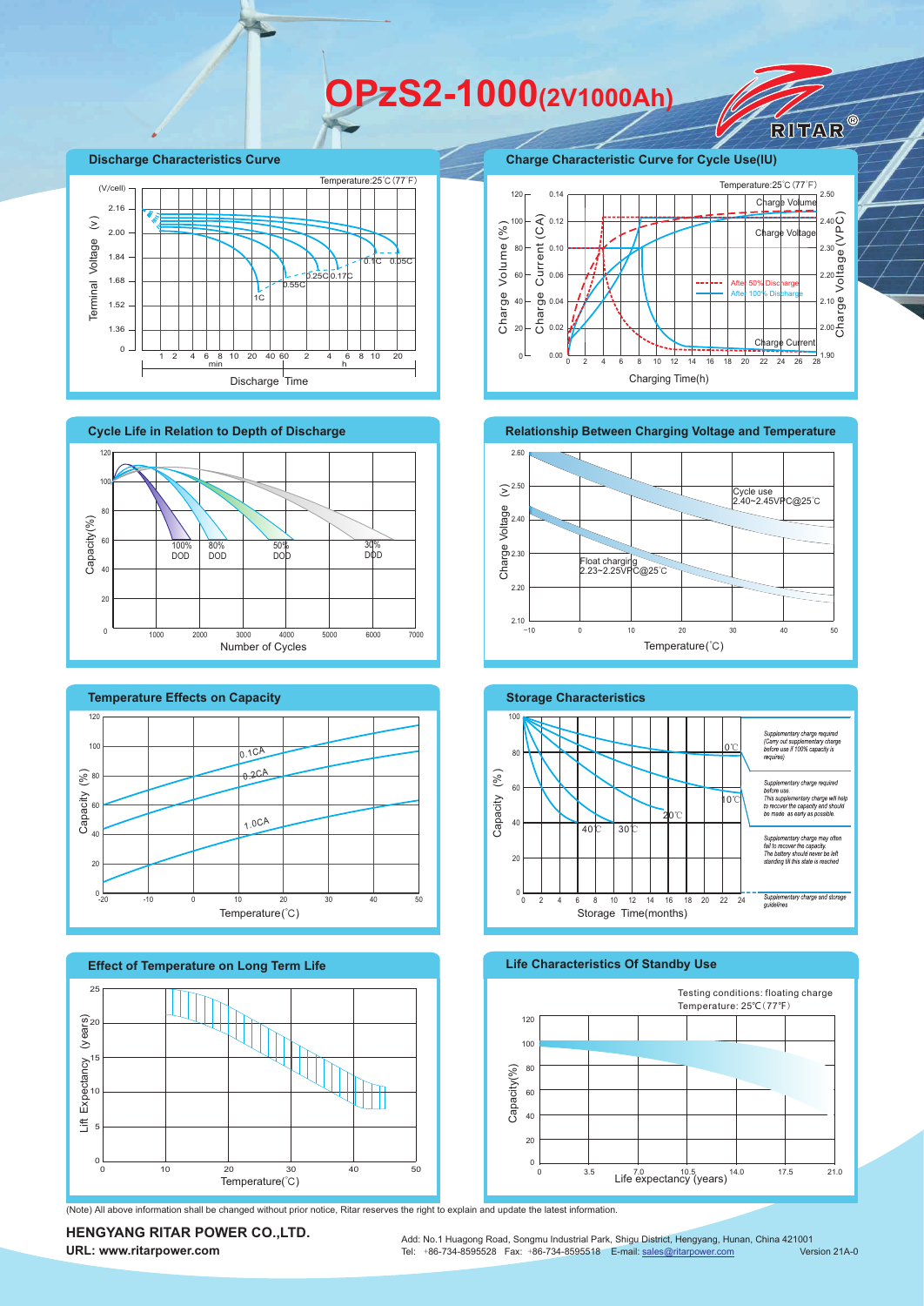# OPzS2-1000(2V1000Ah)

RITAR®

## Discharge Characteristics Curve

Temperature:25°C (77°F)

(V/cell)

Terminal Voltage (v)

2.16
2.00
1.84
1.68
1.52
1.36
0

1C
0.55C
0.25C
0.17C
0.1C
0.05C

1 2 4 6 8 10 20 40 60 2 4 6 8 10 20

min h

Discharge Time

## Charge Characteristic Curve for Cycle Use(IU)

Temperature:25°C (77°F)

Charge Volume (%)
Charge Current (CA)
Charge Voltage (VPC)

120 100 80 60 40 20 0

0.14 0.12 0.10 0.06 0.04 0.02 0.00

2.50 2.40 2.30 2.20 2.10 2.00 1.90

Charge Volume
Charge Voltage
After 50% Discharge
After 100% Discharge
Charge Current

0 2 4 6 8 10 12 14 16 18 20 22 24 26 28

Charging Time(h)

## Cycle Life in Relation to Depth of Discharge

Capacity(%)

120 100 80 60 40 20 0

100% DOD
80% DOD
50% DOD
30% DOD

1000 2000 3000 4000 5000 6000 7000

Number of Cycles

## Relationship Between Charging Voltage and Temperature

Charge Voltage (v)

2.60 2.50 2.40 2.30 2.20 2.10

Cycle use
2.40~2.45VPC@25°C

Float charging
2.23~2.25VPC@25°C

−10 0 10 20 30 40 50

Temperature(°C)

## Temperature Effects on Capacity

Capacity (%)

120 100 80 60 40 20 0

0.1CA
0.2CA
1.0CA

-20 -10 0 10 20 30 40 50

Temperature(°C)

## Storage Characteristics

Capacity (%)

100 80 60 40 20 0

0°C
10°C
20°C
30°C
40°C

0 2 4 6 8 10 12 14 16 18 20 22 24

Storage Time(months)

Supplementary charge required (Carry out supplementary charge before use if 100% capacity is requires)

Supplementary charge required before use. This supplementary charge will help to recover the capacity and should be made as early as possible.

Supplementary charge may often fail to recover the capacity. The battery should never be left standing till this state is reached

Supplementary charge and storage guidelines

## Effect of Temperature on Long Term Life

Lift Expectancy (years)

25 20 15 10 5 0

0 10 20 30 40 50

Temperature(°C)

## Life Characteristics Of Standby Use

Testing conditions: floating charge
Temperature: 25°C(77°F)

Capacity(%)

120 100 80 60 40 20 0

0 3.5 7.0 10.5 14.0 17.5 21.0

Life expectancy (years)

(Note) All above information shall be changed without prior notice, Ritar reserves the right to explain and update the latest information.

**HENGYANG RITAR POWER CO.,LTD.**
**URL: www.ritarpower.com**

Add: No.1 Huagong Road, Songmu Industrial Park, Shigu District, Hengyang, Hunan, China 421001
Tel: +86-734-8595528 Fax: +86-734-8595518 E-mail: sales@ritarpower.com Version 21A-0